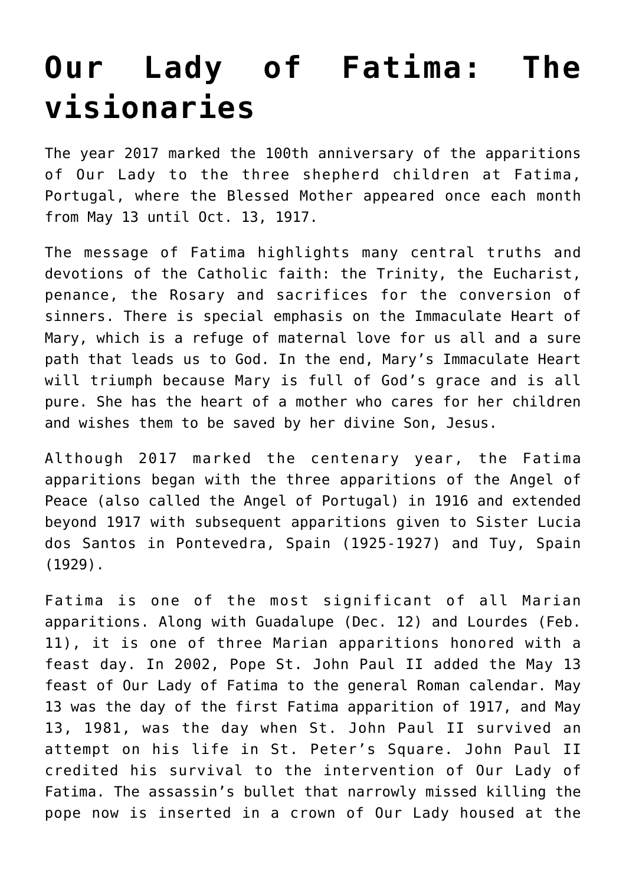# Our Lady of Fatima: The visionaries

The year 2017 marked the 100th anniversary of the apparitions of Our Lady to the three shepherd children at Fatima, Portugal, where the Blessed Mother appeared once each month from May 13 until Oct. 13, 1917.

The message of Fatima highlights many central truths and devotions of the Catholic faith: the Trinity, the Eucharist, penance, the Rosary and sacrifices for the conversion of sinners. There is special emphasis on the Immaculate Heart of Mary, which is a refuge of maternal love for us all and a sure path that leads us to God. In the end, Mary's Immaculate Heart will triumph because Mary is full of God's grace and is all pure. She has the heart of a mother who cares for her children and wishes them to be saved by her divine Son, Jesus.

Although 2017 marked the centenary year, the Fatima apparitions began with the three apparitions of the Angel of Peace (also called the Angel of Portugal) in 1916 and extended beyond 1917 with subsequent apparitions given to Sister Lucia dos Santos in Pontevedra, Spain (1925-1927) and Tuy, Spain (1929).

Fatima is one of the most significant of all Marian apparitions. Along with Guadalupe (Dec. 12) and Lourdes (Feb. 11), it is one of three Marian apparitions honored with a feast day. In 2002, Pope St. John Paul II added the May 13 feast of Our Lady of Fatima to the general Roman calendar. May 13 was the day of the first Fatima apparition of 1917, and May 13, 1981, was the day when St. John Paul II survived an attempt on his life in St. Peter's Square. John Paul II credited his survival to the intervention of Our Lady of Fatima. The assassin's bullet that narrowly missed killing the pope now is inserted in a crown of Our Lady housed at the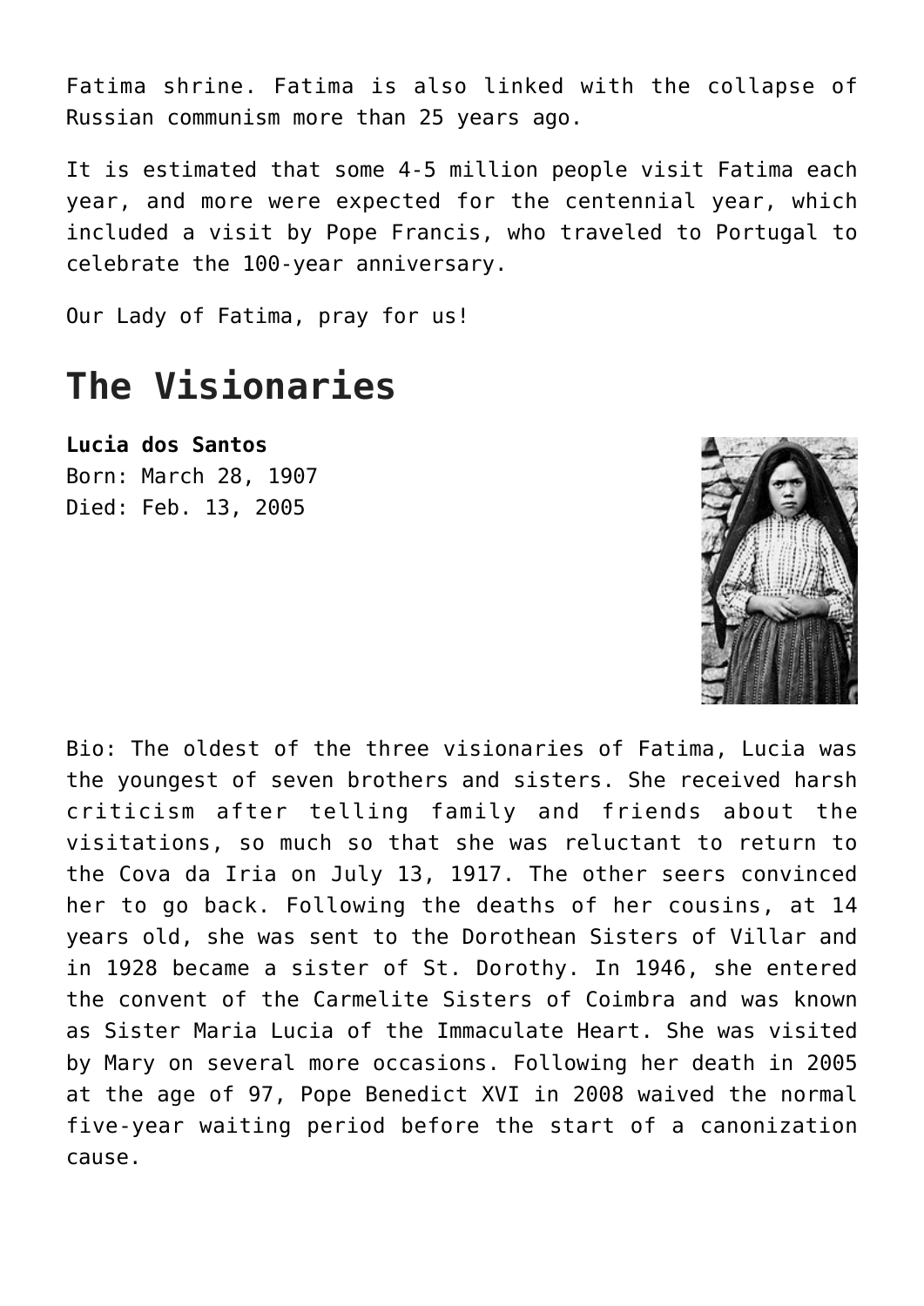Fatima shrine. Fatima is also linked with the collapse of Russian communism more than 25 years ago.

It is estimated that some 4-5 million people visit Fatima each year, and more were expected for the centennial year, which included a visit by Pope Francis, who traveled to Portugal to celebrate the 100-year anniversary.

Our Lady of Fatima, pray for us!

## The Visionaries

**Lucia dos Santos**
Born: March 28, 1907
Died: Feb. 13, 2005

Bio: The oldest of the three visionaries of Fatima, Lucia was the youngest of seven brothers and sisters. She received harsh criticism after telling family and friends about the visitations, so much so that she was reluctant to return to the Cova da Iria on July 13, 1917. The other seers convinced her to go back. Following the deaths of her cousins, at 14 years old, she was sent to the Dorothean Sisters of Villar and in 1928 became a sister of St. Dorothy. In 1946, she entered the convent of the Carmelite Sisters of Coimbra and was known as Sister Maria Lucia of the Immaculate Heart. She was visited by Mary on several more occasions. Following her death in 2005 at the age of 97, Pope Benedict XVI in 2008 waived the normal five-year waiting period before the start of a canonization cause.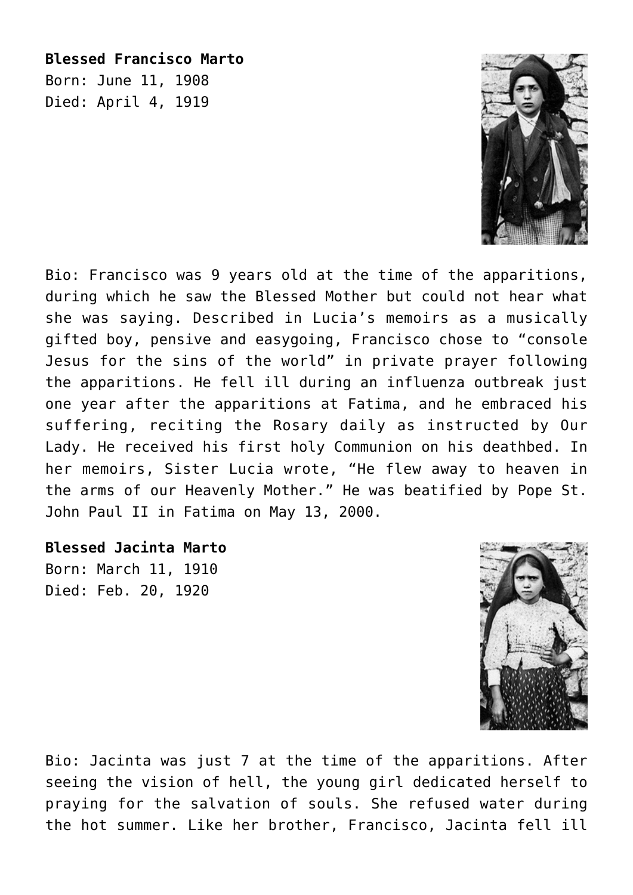**Blessed Francisco Marto**
Born: June 11, 1908
Died: April 4, 1919

Bio: Francisco was 9 years old at the time of the apparitions, during which he saw the Blessed Mother but could not hear what she was saying. Described in Lucia's memoirs as a musically gifted boy, pensive and easygoing, Francisco chose to "console Jesus for the sins of the world" in private prayer following the apparitions. He fell ill during an influenza outbreak just one year after the apparitions at Fatima, and he embraced his suffering, reciting the Rosary daily as instructed by Our Lady. He received his first holy Communion on his deathbed. In her memoirs, Sister Lucia wrote, "He flew away to heaven in the arms of our Heavenly Mother." He was beatified by Pope St. John Paul II in Fatima on May 13, 2000.

**Blessed Jacinta Marto**
Born: March 11, 1910
Died: Feb. 20, 1920

Bio: Jacinta was just 7 at the time of the apparitions. After seeing the vision of hell, the young girl dedicated herself to praying for the salvation of souls. She refused water during the hot summer. Like her brother, Francisco, Jacinta fell ill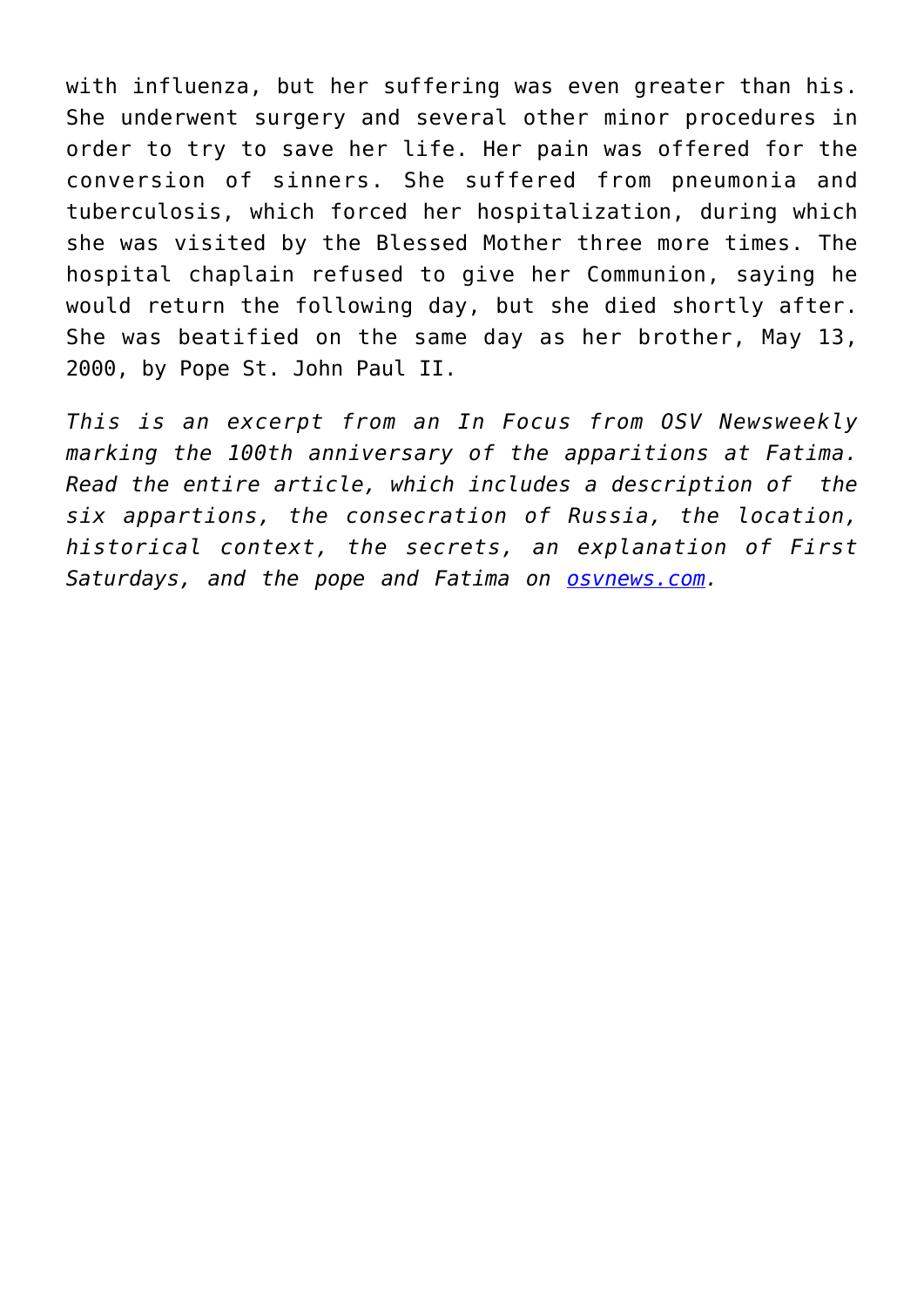with influenza, but her suffering was even greater than his. She underwent surgery and several other minor procedures in order to try to save her life. Her pain was offered for the conversion of sinners. She suffered from pneumonia and tuberculosis, which forced her hospitalization, during which she was visited by the Blessed Mother three more times. The hospital chaplain refused to give her Communion, saying he would return the following day, but she died shortly after. She was beatified on the same day as her brother, May 13, 2000, by Pope St. John Paul II.

*This is an excerpt from an In Focus from OSV Newsweekly marking the 100th anniversary of the apparitions at Fatima. Read the entire article, which includes a description of the six appartions, the consecration of Russia, the location, historical context, the secrets, an explanation of First Saturdays, and the pope and Fatima on [osvnews.com](osvnews.com).*